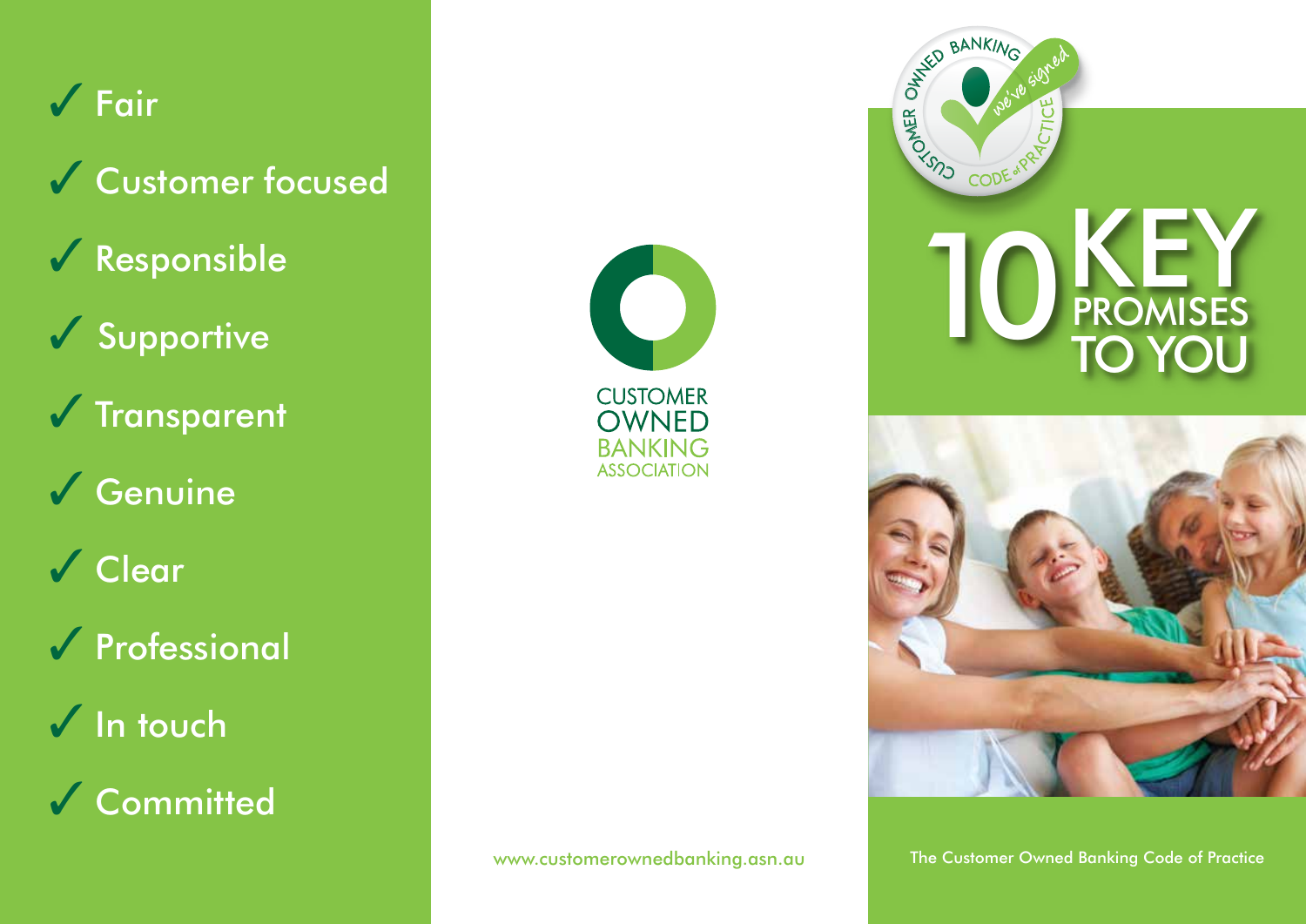- ✓ Fair
- ✓ Customer focused
- ✓ Responsible
- ✓ Supportive
- ✓ Transparent
- ✓ Genuine
- ✓ Clear
- ✓ Professional
- ✓ In touch
- ✓ Committed

CUSTOMER OWNED BANKING ASSOCIATION

www.customerownedbanking.asn.au

CUSTOMER OWNED BANKING CODE of PRACTICE we've signed

# 10 KEY PROMISES TO YOU

The Customer Owned Banking Code of Practice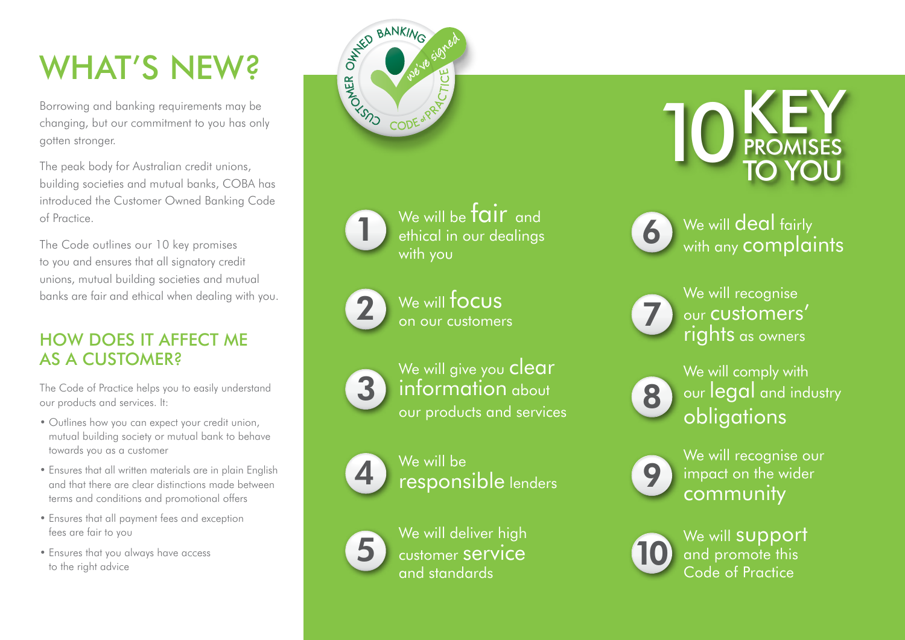# WHAT'S NEW?

Borrowing and banking requirements may be changing, but our commitment to you has only gotten stronger.

The peak body for Australian credit unions, building societies and mutual banks, COBA has introduced the Customer Owned Banking Code of Practice.

The Code outlines our 10 key promises to you and ensures that all signatory credit unions, mutual building societies and mutual banks are fair and ethical when dealing with you.

## HOW DOES IT AFFECT ME AS A CUSTOMER?

The Code of Practice helps you to easily understand our products and services. It:

- Outlines how you can expect your credit union, mutual building society or mutual bank to behave towards you as a customer
- Ensures that all written materials are in plain English and that there are clear distinctions made between terms and conditions and promotional offers
- Ensures that all payment fees and exception fees are fair to you
- Ensures that you always have access to the right advice

CUSTOMER OWNED BANKING CODE of PRACTICE — we've signed

# 10 KEY PROMISES TO YOU

1. We will be fair and ethical in our dealings with you
2. We will focus on our customers
3. We will give you clear information about our products and services
4. We will be responsible lenders
5. We will deliver high customer service and standards
6. We will deal fairly with any complaints
7. We will recognise our customers' rights as owners
8. We will comply with our legal and industry obligations
9. We will recognise our impact on the wider community
10. We will support and promote this Code of Practice